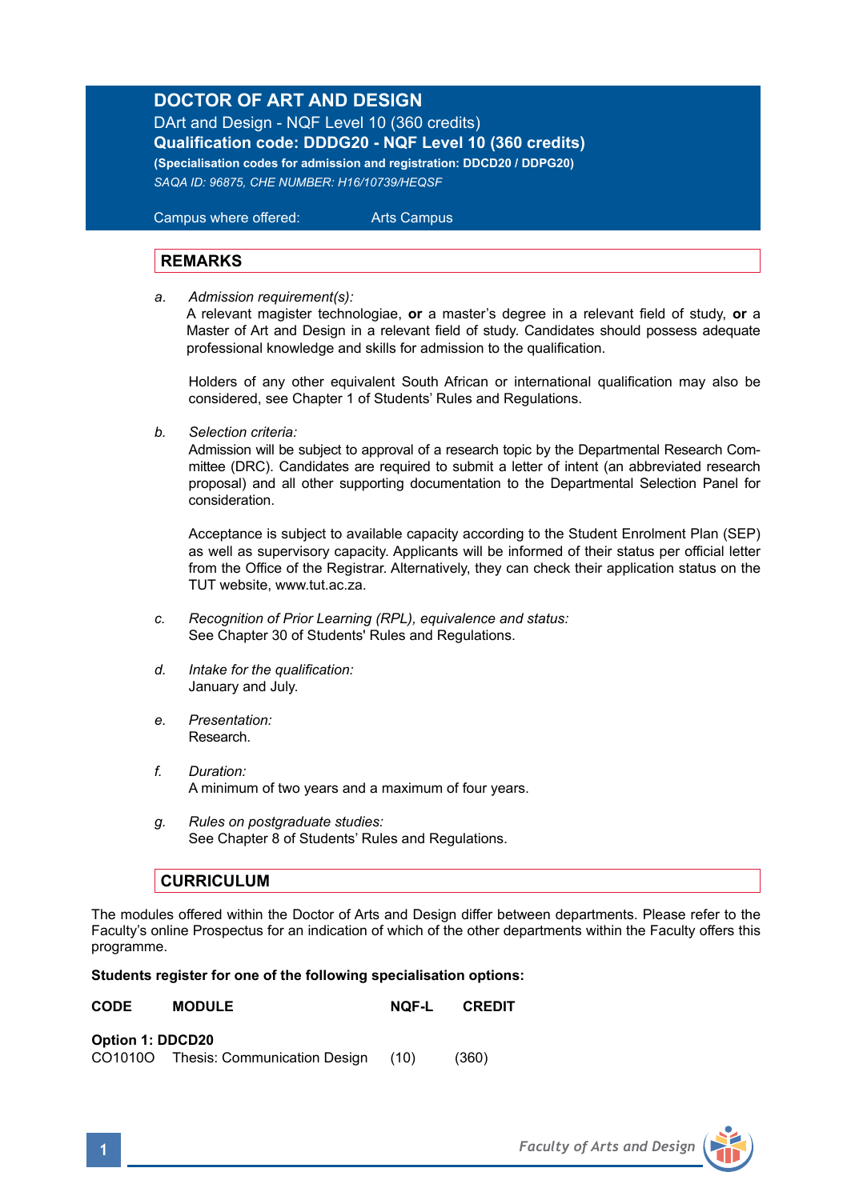# DOCTOR OF ART AND DESIGN

DArt and Design - NQF Level 10 (360 credits)

**Qualification code: DDDG20 - NQF Level 10 (360 credits)**

**(Specialisation codes for admission and registration: DDCD20 / DDPG20)**

*SAQA ID: 96875, CHE NUMBER: H16/10739/HEQSF*

Campus where offered: Arts Campus

## REMARKS

a. *Admission requirement(s):*
A relevant magister technologiae, **or** a master's degree in a relevant field of study, **or** a Master of Art and Design in a relevant field of study. Candidates should possess adequate professional knowledge and skills for admission to the qualification.

Holders of any other equivalent South African or international qualification may also be considered, see Chapter 1 of Students' Rules and Regulations.

b. *Selection criteria:*
Admission will be subject to approval of a research topic by the Departmental Research Committee (DRC). Candidates are required to submit a letter of intent (an abbreviated research proposal) and all other supporting documentation to the Departmental Selection Panel for consideration.

Acceptance is subject to available capacity according to the Student Enrolment Plan (SEP) as well as supervisory capacity. Applicants will be informed of their status per official letter from the Office of the Registrar. Alternatively, they can check their application status on the TUT website, www.tut.ac.za.

c. *Recognition of Prior Learning (RPL), equivalence and status:*
See Chapter 30 of Students' Rules and Regulations.

d. *Intake for the qualification:*
January and July.

e. *Presentation:*
Research.

f. *Duration:*
A minimum of two years and a maximum of four years.

g. *Rules on postgraduate studies:*
See Chapter 8 of Students' Rules and Regulations.

## CURRICULUM

The modules offered within the Doctor of Arts and Design differ between departments. Please refer to the Faculty's online Prospectus for an indication of which of the other departments within the Faculty offers this programme.

**Students register for one of the following specialisation options:**

| CODE | MODULE | NQF-L | CREDIT |
|---|---|---|---|
| **Option 1: DDCD20** | | | |
| CO1010O | Thesis: Communication Design | (10) | (360) |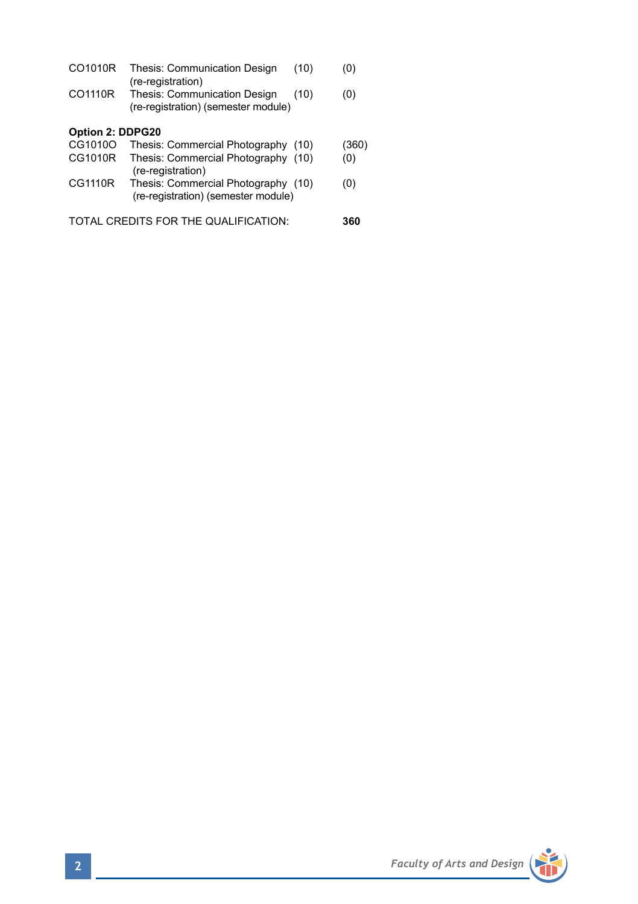| | | | |
|---|---|---|---|
| CO1010R | Thesis: Communication Design (re-registration) | (10) | (0) |
| CO1110R | Thesis: Communication Design (re-registration) (semester module) | (10) | (0) |

**Option 2: DDPG20**

| | | | |
|---|---|---|---|
| CG1010O | Thesis: Commercial Photography | (10) | (360) |
| CG1010R | Thesis: Commercial Photography (re-registration) | (10) | (0) |
| CG1110R | Thesis: Commercial Photography (re-registration) (semester module) | (10) | (0) |

TOTAL CREDITS FOR THE QUALIFICATION: **360**